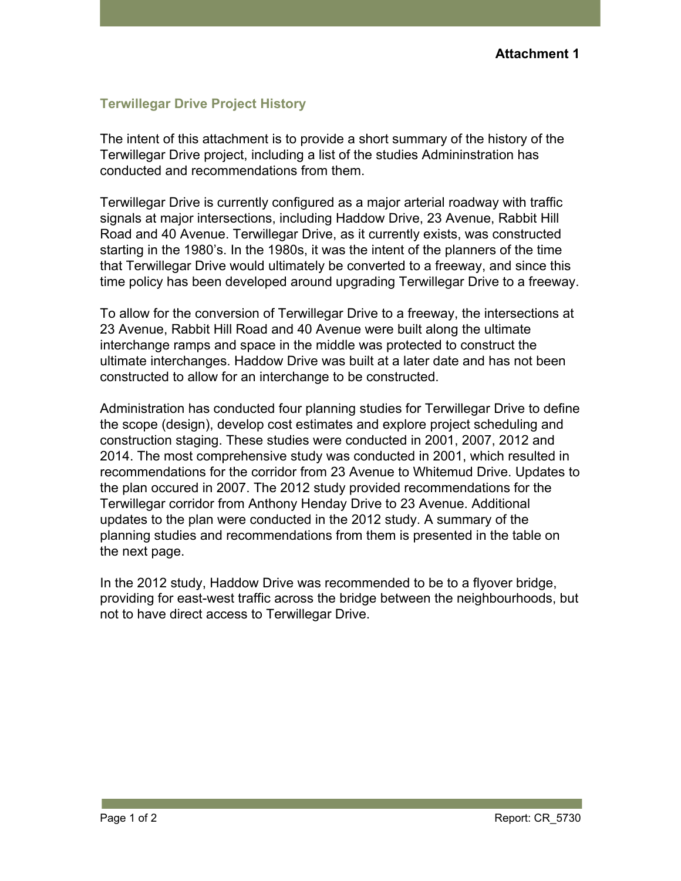**Attachment 1**

## Terwillegar Drive Project History

The intent of this attachment is to provide a short summary of the history of the Terwillegar Drive project, including a list of the studies Admininstration has conducted and recommendations from them.

Terwillegar Drive is currently configured as a major arterial roadway with traffic signals at major intersections, including Haddow Drive, 23 Avenue, Rabbit Hill Road and 40 Avenue. Terwillegar Drive, as it currently exists, was constructed starting in the 1980's. In the 1980s, it was the intent of the planners of the time that Terwillegar Drive would ultimately be converted to a freeway, and since this time policy has been developed around upgrading Terwillegar Drive to a freeway.

To allow for the conversion of Terwillegar Drive to a freeway, the intersections at 23 Avenue, Rabbit Hill Road and 40 Avenue were built along the ultimate interchange ramps and space in the middle was protected to construct the ultimate interchanges. Haddow Drive was built at a later date and has not been constructed to allow for an interchange to be constructed.

Administration has conducted four planning studies for Terwillegar Drive to define the scope (design), develop cost estimates and explore project scheduling and construction staging. These studies were conducted in 2001, 2007, 2012 and 2014. The most comprehensive study was conducted in 2001, which resulted in recommendations for the corridor from 23 Avenue to Whitemud Drive. Updates to the plan occured in 2007. The 2012 study provided recommendations for the Terwillegar corridor from Anthony Henday Drive to 23 Avenue. Additional updates to the plan were conducted in the 2012 study. A summary of the planning studies and recommendations from them is presented in the table on the next page.

In the 2012 study, Haddow Drive was recommended to be to a flyover bridge, providing for east-west traffic across the bridge between the neighbourhoods, but not to have direct access to Terwillegar Drive.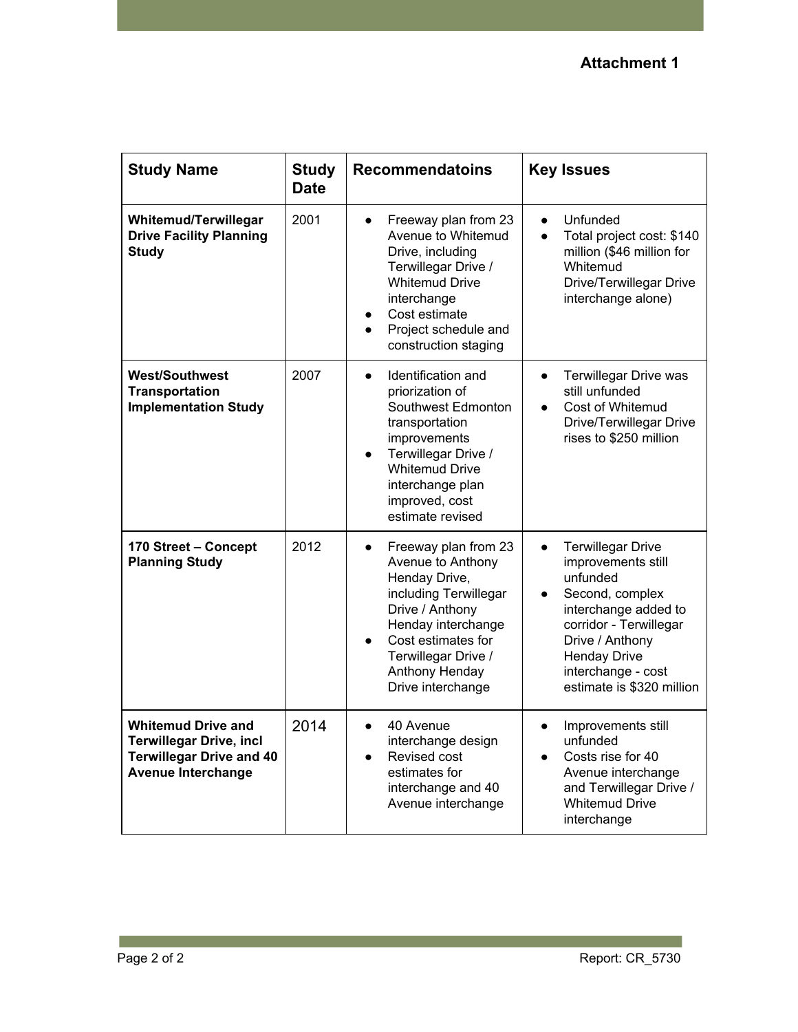**Attachment 1**

| Study Name | Study Date | Recommendatoins | Key Issues |
|---|---|---|---|
| **Whitemud/Terwillegar Drive Facility Planning Study** | 2001 | • Freeway plan from 23 Avenue to Whitemud Drive, including Terwillegar Drive / Whitemud Drive interchange<br>• Cost estimate<br>• Project schedule and construction staging | • Unfunded<br>• Total project cost: $140 million ($46 million for Whitemud Drive/Terwillegar Drive interchange alone) |
| **West/Southwest Transportation Implementation Study** | 2007 | • Identification and priorization of Southwest Edmonton transportation improvements<br>• Terwillegar Drive / Whitemud Drive interchange plan improved, cost estimate revised | • Terwillegar Drive was still unfunded<br>• Cost of Whitemud Drive/Terwillegar Drive rises to $250 million |
| **170 Street – Concept Planning Study** | 2012 | • Freeway plan from 23 Avenue to Anthony Henday Drive, including Terwillegar Drive / Anthony Henday interchange<br>• Cost estimates for Terwillegar Drive / Anthony Henday Drive interchange | • Terwillegar Drive improvements still unfunded<br>• Second, complex interchange added to corridor - Terwillegar Drive / Anthony Henday Drive interchange - cost estimate is $320 million |
| **Whitemud Drive and Terwillegar Drive, incl Terwillegar Drive and 40 Avenue Interchange** | 2014 | • 40 Avenue interchange design<br>• Revised cost estimates for interchange and 40 Avenue interchange | • Improvements still unfunded<br>• Costs rise for 40 Avenue interchange and Terwillegar Drive / Whitemud Drive interchange |

Report: CR_5730